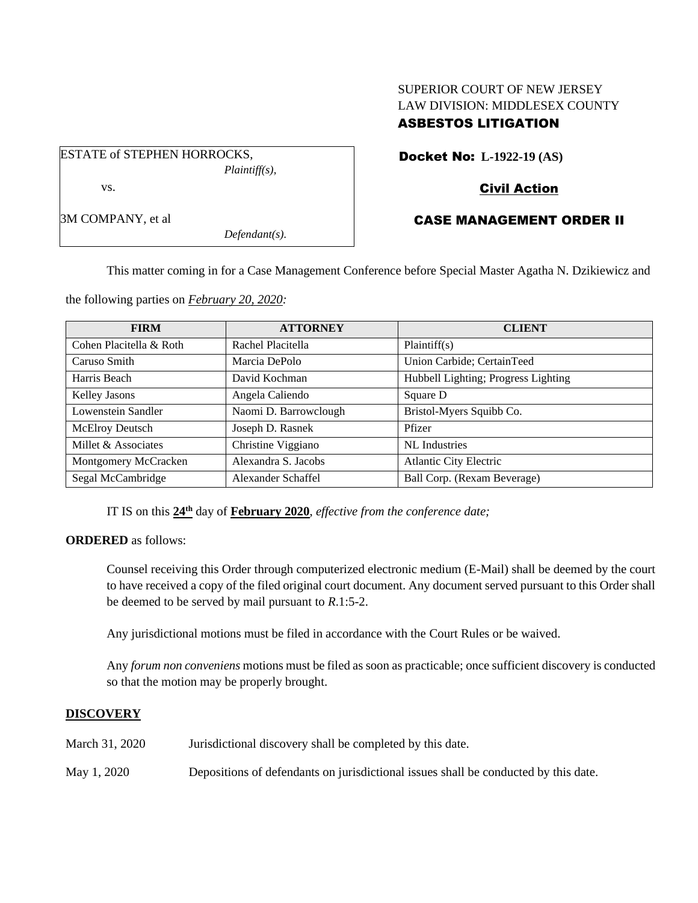SUPERIOR COURT OF NEW JERSEY
LAW DIVISION: MIDDLESEX COUNTY
**ASBESTOS LITIGATION**

ESTATE of STEPHEN HORROCKS,
*Plaintiff(s),*

vs.

3M COMPANY, et al
*Defendant(s).*

**Docket No: L-1922-19 (AS)**

**Civil Action**

**CASE MANAGEMENT ORDER II**

This matter coming in for a Case Management Conference before Special Master Agatha N. Dzikiewicz and the following parties on ***February 20, 2020:***

| FIRM | ATTORNEY | CLIENT |
|---|---|---|
| Cohen Placitella & Roth | Rachel Placitella | Plaintiff(s) |
| Caruso Smith | Marcia DePolo | Union Carbide; CertainTeed |
| Harris Beach | David Kochman | Hubbell Lighting; Progress Lighting |
| Kelley Jasons | Angela Caliendo | Square D |
| Lowenstein Sandler | Naomi D. Barrowclough | Bristol-Myers Squibb Co. |
| McElroy Deutsch | Joseph D. Rasnek | Pfizer |
| Millet & Associates | Christine Viggiano | NL Industries |
| Montgomery McCracken | Alexandra S. Jacobs | Atlantic City Electric |
| Segal McCambridge | Alexander Schaffel | Ball Corp. (Rexam Beverage) |

IT IS on this **24th** day of **February 2020**, *effective from the conference date;*

**ORDERED** as follows:

Counsel receiving this Order through computerized electronic medium (E-Mail) shall be deemed by the court to have received a copy of the filed original court document. Any document served pursuant to this Order shall be deemed to be served by mail pursuant to *R*.1:5-2.

Any jurisdictional motions must be filed in accordance with the Court Rules or be waived.

Any *forum non conveniens* motions must be filed as soon as practicable; once sufficient discovery is conducted so that the motion may be properly brought.

## DISCOVERY

March 31, 2020 Jurisdictional discovery shall be completed by this date.

May 1, 2020 Depositions of defendants on jurisdictional issues shall be conducted by this date.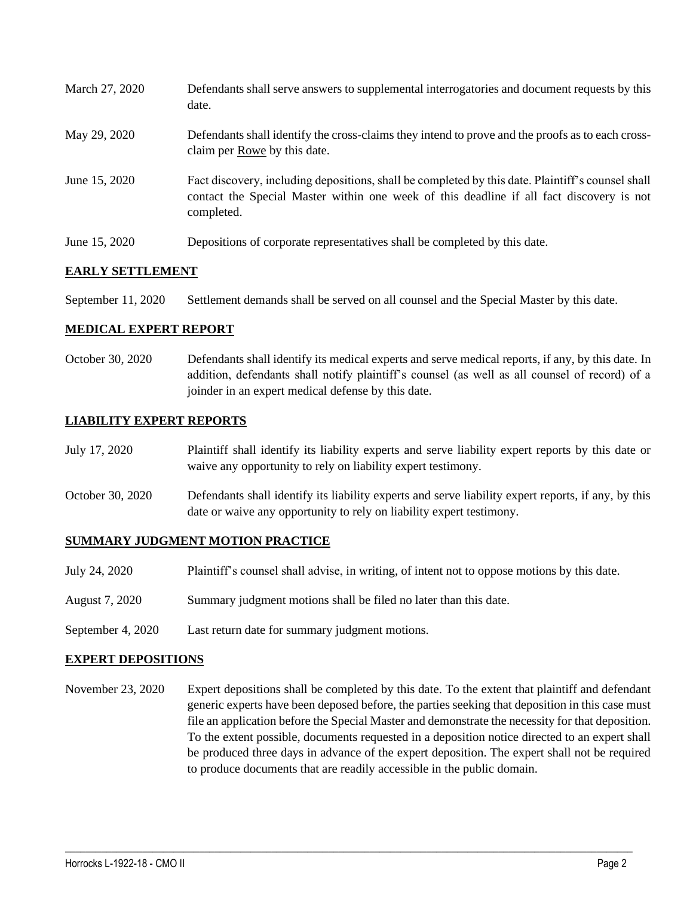| | |
|---|---|
| March 27, 2020 | Defendants shall serve answers to supplemental interrogatories and document requests by this date. |
| May 29, 2020 | Defendants shall identify the cross-claims they intend to prove and the proofs as to each cross-claim per Rowe by this date. |
| June 15, 2020 | Fact discovery, including depositions, shall be completed by this date. Plaintiff's counsel shall contact the Special Master within one week of this deadline if all fact discovery is not completed. |
| June 15, 2020 | Depositions of corporate representatives shall be completed by this date. |

## EARLY SETTLEMENT

| | |
|---|---|
| September 11, 2020 | Settlement demands shall be served on all counsel and the Special Master by this date. |

## MEDICAL EXPERT REPORT

| | |
|---|---|
| October 30, 2020 | Defendants shall identify its medical experts and serve medical reports, if any, by this date. In addition, defendants shall notify plaintiff's counsel (as well as all counsel of record) of a joinder in an expert medical defense by this date. |

## LIABILITY EXPERT REPORTS

| | |
|---|---|
| July 17, 2020 | Plaintiff shall identify its liability experts and serve liability expert reports by this date or waive any opportunity to rely on liability expert testimony. |
| October 30, 2020 | Defendants shall identify its liability experts and serve liability expert reports, if any, by this date or waive any opportunity to rely on liability expert testimony. |

## SUMMARY JUDGMENT MOTION PRACTICE

| | |
|---|---|
| July 24, 2020 | Plaintiff's counsel shall advise, in writing, of intent not to oppose motions by this date. |
| August 7, 2020 | Summary judgment motions shall be filed no later than this date. |
| September 4, 2020 | Last return date for summary judgment motions. |

## EXPERT DEPOSITIONS

| | |
|---|---|
| November 23, 2020 | Expert depositions shall be completed by this date. To the extent that plaintiff and defendant generic experts have been deposed before, the parties seeking that deposition in this case must file an application before the Special Master and demonstrate the necessity for that deposition. To the extent possible, documents requested in a deposition notice directed to an expert shall be produced three days in advance of the expert deposition. The expert shall not be required to produce documents that are readily accessible in the public domain. |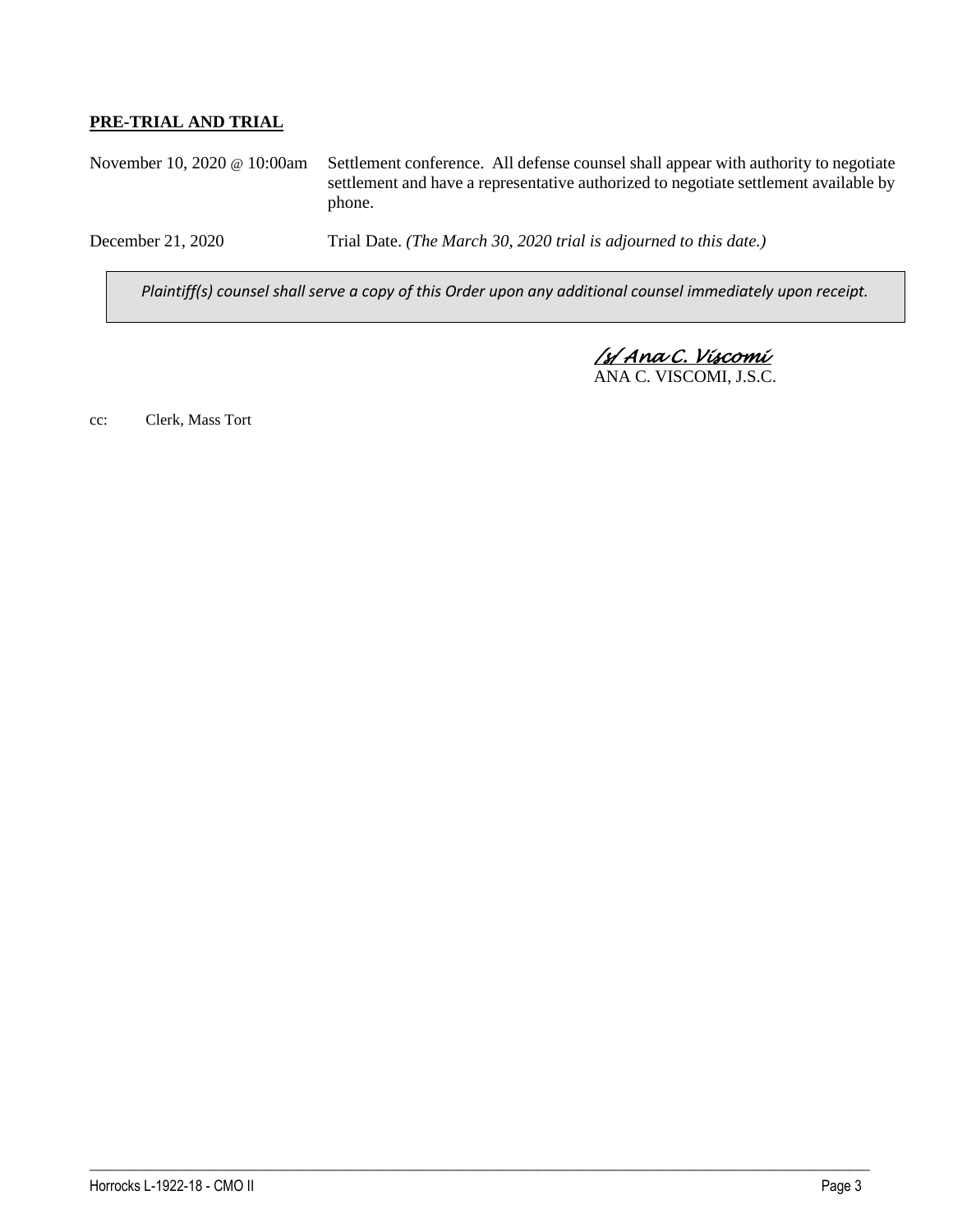**PRE-TRIAL AND TRIAL**

| | |
|---|---|
| November 10, 2020 @ 10:00am | Settlement conference. All defense counsel shall appear with authority to negotiate settlement and have a representative authorized to negotiate settlement available by phone. |
| December 21, 2020 | Trial Date. *(The March 30, 2020 trial is adjourned to this date.)* |

*Plaintiff(s) counsel shall serve a copy of this Order upon any additional counsel immediately upon receipt.*

/s/ Ana C. Viscomi
ANA C. VISCOMI, J.S.C.

cc: Clerk, Mass Tort